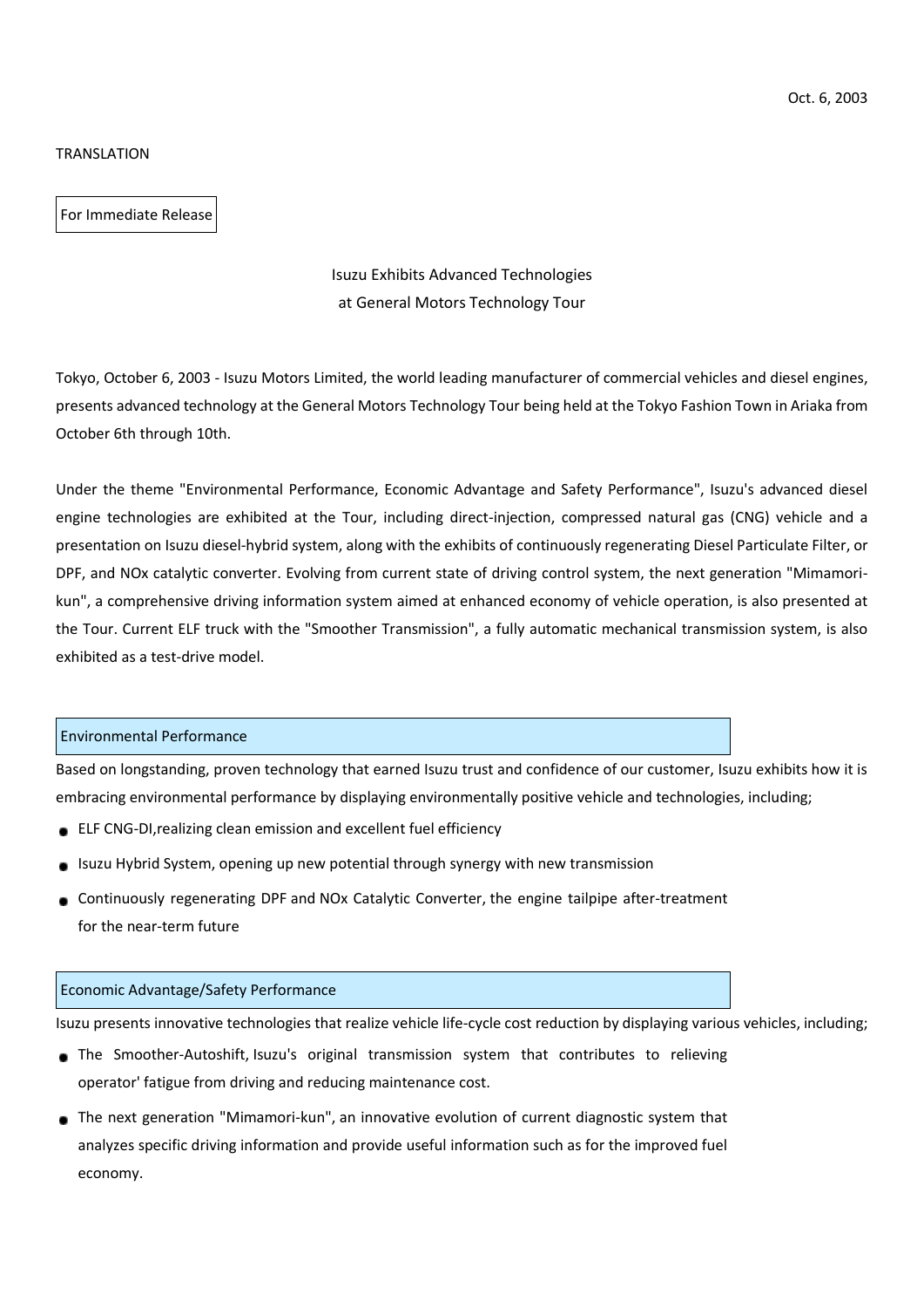Oct. 6, 2003

TRANSLATION

For Immediate Release

# Isuzu Exhibits Advanced Technologies at General Motors Technology Tour

Tokyo, October 6, 2003 - Isuzu Motors Limited, the world leading manufacturer of commercial vehicles and diesel engines, presents advanced technology at the General Motors Technology Tour being held at the Tokyo Fashion Town in Ariaka from October 6th through 10th.

Under the theme "Environmental Performance, Economic Advantage and Safety Performance", Isuzu's advanced diesel engine technologies are exhibited at the Tour, including direct-injection, compressed natural gas (CNG) vehicle and a presentation on Isuzu diesel-hybrid system, along with the exhibits of continuously regenerating Diesel Particulate Filter, or DPF, and NOx catalytic converter. Evolving from current state of driving control system, the next generation "Mimamori-kun", a comprehensive driving information system aimed at enhanced economy of vehicle operation, is also presented at the Tour. Current ELF truck with the "Smoother Transmission", a fully automatic mechanical transmission system, is also exhibited as a test-drive model.

## Environmental Performance

Based on longstanding, proven technology that earned Isuzu trust and confidence of our customer, Isuzu exhibits how it is embracing environmental performance by displaying environmentally positive vehicle and technologies, including;

- ELF CNG-DI,realizing clean emission and excellent fuel efficiency
- Isuzu Hybrid System, opening up new potential through synergy with new transmission
- Continuously regenerating DPF and NOx Catalytic Converter, the engine tailpipe after-treatment for the near-term future

## Economic Advantage/Safety Performance

Isuzu presents innovative technologies that realize vehicle life-cycle cost reduction by displaying various vehicles, including;

- The Smoother-Autoshift, Isuzu's original transmission system that contributes to relieving operator' fatigue from driving and reducing maintenance cost.
- The next generation "Mimamori-kun", an innovative evolution of current diagnostic system that analyzes specific driving information and provide useful information such as for the improved fuel economy.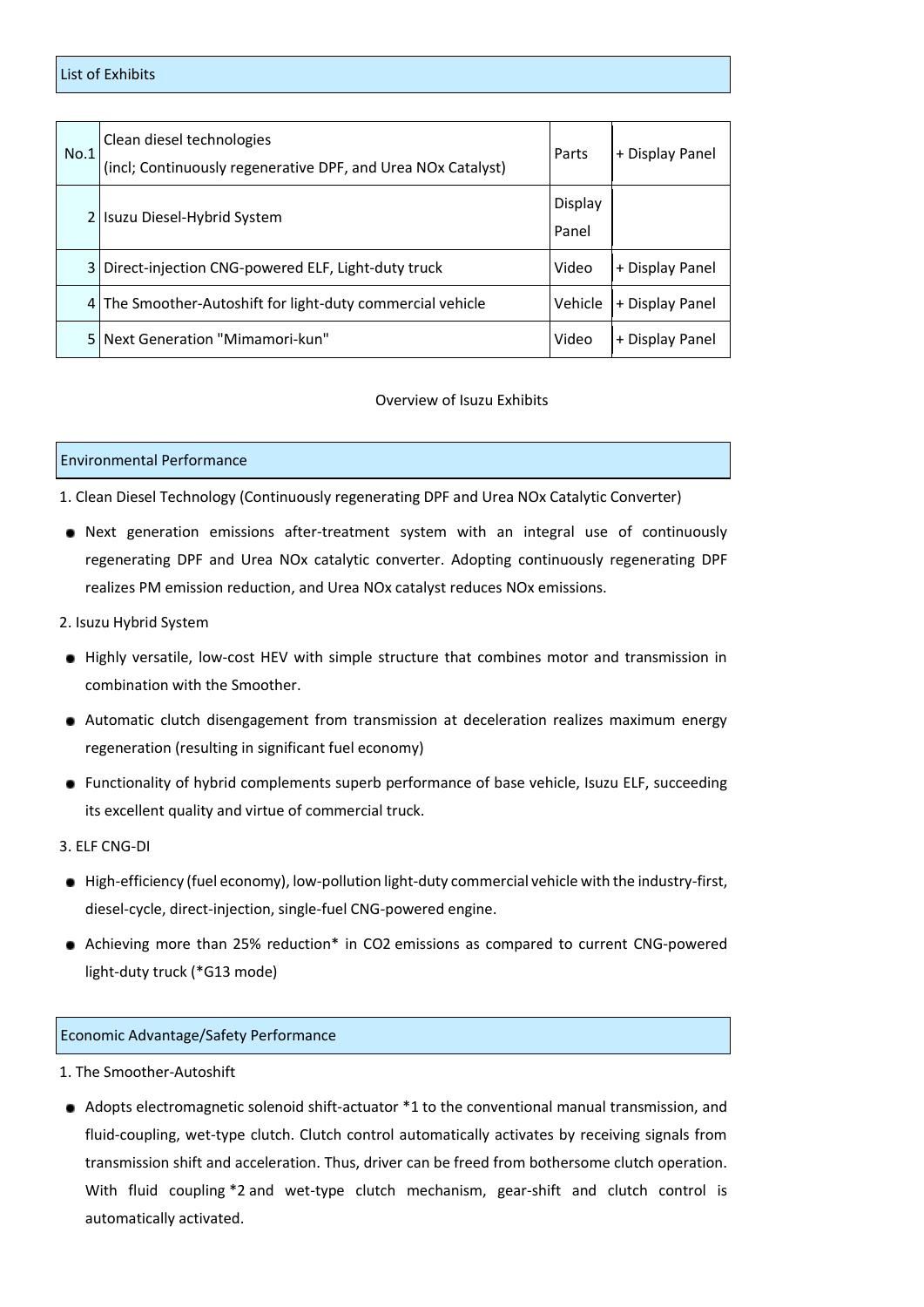## List of Exhibits

| No. | Exhibit | Type | |
|---|---|---|---|
| No.1 | Clean diesel technologies (incl; Continuously regenerative DPF, and Urea NOx Catalyst) | Parts | + Display Panel |
| 2 | Isuzu Diesel-Hybrid System | Display Panel | |
| 3 | Direct-injection CNG-powered ELF, Light-duty truck | Video | + Display Panel |
| 4 | The Smoother-Autoshift for light-duty commercial vehicle | Vehicle | + Display Panel |
| 5 | Next Generation "Mimamori-kun" | Video | + Display Panel |

# Overview of Isuzu Exhibits

## Environmental Performance

1. Clean Diesel Technology (Continuously regenerating DPF and Urea NOx Catalytic Converter)

- Next generation emissions after-treatment system with an integral use of continuously regenerating DPF and Urea NOx catalytic converter. Adopting continuously regenerating DPF realizes PM emission reduction, and Urea NOx catalyst reduces NOx emissions.

2. Isuzu Hybrid System

- Highly versatile, low-cost HEV with simple structure that combines motor and transmission in combination with the Smoother.
- Automatic clutch disengagement from transmission at deceleration realizes maximum energy regeneration (resulting in significant fuel economy)
- Functionality of hybrid complements superb performance of base vehicle, Isuzu ELF, succeeding its excellent quality and virtue of commercial truck.

3. ELF CNG-DI

- High-efficiency (fuel economy), low-pollution light-duty commercial vehicle with the industry-first, diesel-cycle, direct-injection, single-fuel CNG-powered engine.
- Achieving more than 25% reduction* in $CO_2$ emissions as compared to current CNG-powered light-duty truck (*G13 mode)

## Economic Advantage/Safety Performance

1. The Smoother-Autoshift

- Adopts electromagnetic solenoid shift-actuator *1 to the conventional manual transmission, and fluid-coupling, wet-type clutch. Clutch control automatically activates by receiving signals from transmission shift and acceleration. Thus, driver can be freed from bothersome clutch operation. With fluid coupling *2 and wet-type clutch mechanism, gear-shift and clutch control is automatically activated.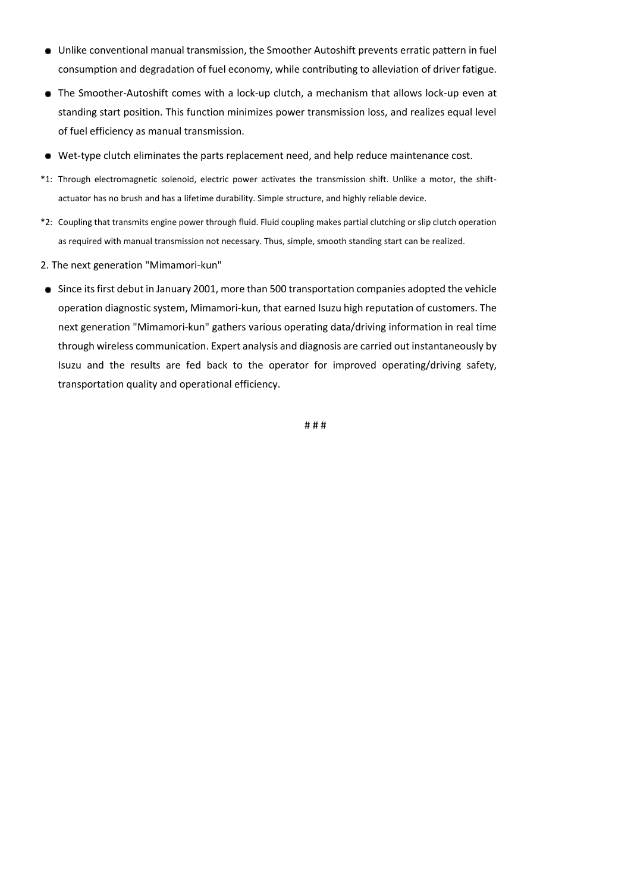- Unlike conventional manual transmission, the Smoother Autoshift prevents erratic pattern in fuel consumption and degradation of fuel economy, while contributing to alleviation of driver fatigue.
- The Smoother-Autoshift comes with a lock-up clutch, a mechanism that allows lock-up even at standing start position. This function minimizes power transmission loss, and realizes equal level of fuel efficiency as manual transmission.
- Wet-type clutch eliminates the parts replacement need, and help reduce maintenance cost.

*1: Through electromagnetic solenoid, electric power activates the transmission shift. Unlike a motor, the shift-actuator has no brush and has a lifetime durability. Simple structure, and highly reliable device.

*2: Coupling that transmits engine power through fluid. Fluid coupling makes partial clutching or slip clutch operation as required with manual transmission not necessary. Thus, simple, smooth standing start can be realized.

2. The next generation "Mimamori-kun"

- Since its first debut in January 2001, more than 500 transportation companies adopted the vehicle operation diagnostic system, Mimamori-kun, that earned Isuzu high reputation of customers. The next generation "Mimamori-kun" gathers various operating data/driving information in real time through wireless communication. Expert analysis and diagnosis are carried out instantaneously by Isuzu and the results are fed back to the operator for improved operating/driving safety, transportation quality and operational efficiency.

# # #